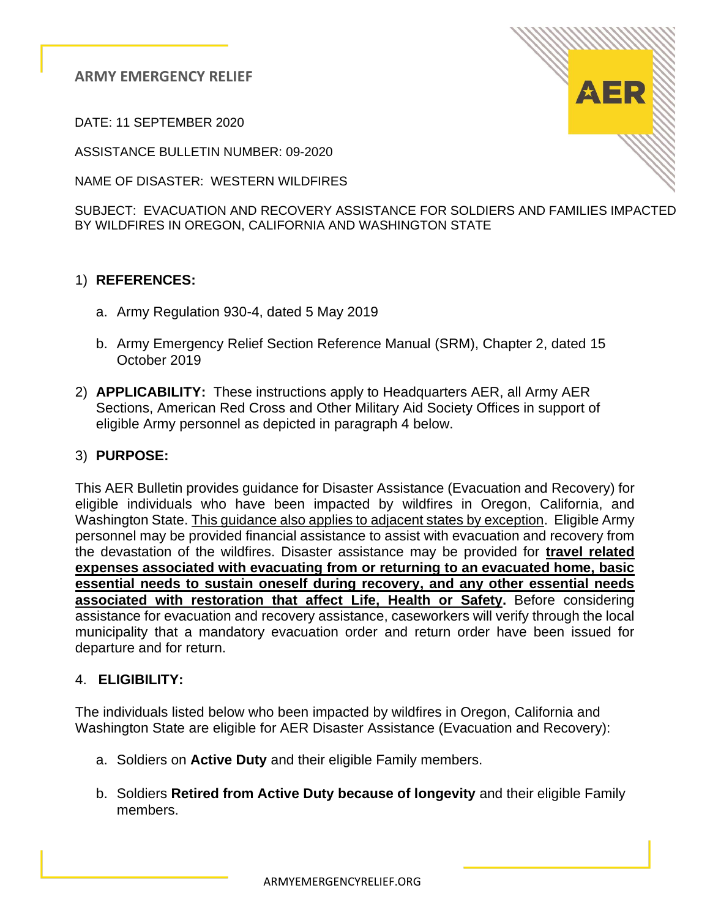# ARMY EMERGENCY RELIEF

DATE: 11 SEPTEMBER 2020

ASSISTANCE BULLETIN NUMBER: 09-2020

NAME OF DISASTER: WESTERN WILDFIRES

SUBJECT: EVACUATION AND RECOVERY ASSISTANCE FOR SOLDIERS AND FAMILIES IMPACTED BY WILDFIRES IN OREGON, CALIFORNIA AND WASHINGTON STATE

1) **REFERENCES:**

   a. Army Regulation 930-4, dated 5 May 2019

   b. Army Emergency Relief Section Reference Manual (SRM), Chapter 2, dated 15 October 2019

2) **APPLICABILITY:** These instructions apply to Headquarters AER, all Army AER Sections, American Red Cross and Other Military Aid Society Offices in support of eligible Army personnel as depicted in paragraph 4 below.

3) **PURPOSE:**

This AER Bulletin provides guidance for Disaster Assistance (Evacuation and Recovery) for eligible individuals who have been impacted by wildfires in Oregon, California, and Washington State. <u>This guidance also applies to adjacent states by exception</u>. Eligible Army personnel may be provided financial assistance to assist with evacuation and recovery from the devastation of the wildfires. Disaster assistance may be provided for **<u>travel related expenses associated with evacuating from or returning to an evacuated home, basic essential needs to sustain oneself during recovery, and any other essential needs associated with restoration that affect Life, Health or Safety</u>.** Before considering assistance for evacuation and recovery assistance, caseworkers will verify through the local municipality that a mandatory evacuation order and return order have been issued for departure and for return.

4. **ELIGIBILITY:**

The individuals listed below who been impacted by wildfires in Oregon, California and Washington State are eligible for AER Disaster Assistance (Evacuation and Recovery):

   a. Soldiers on **Active Duty** and their eligible Family members.

   b. Soldiers **Retired from Active Duty because of longevity** and their eligible Family members.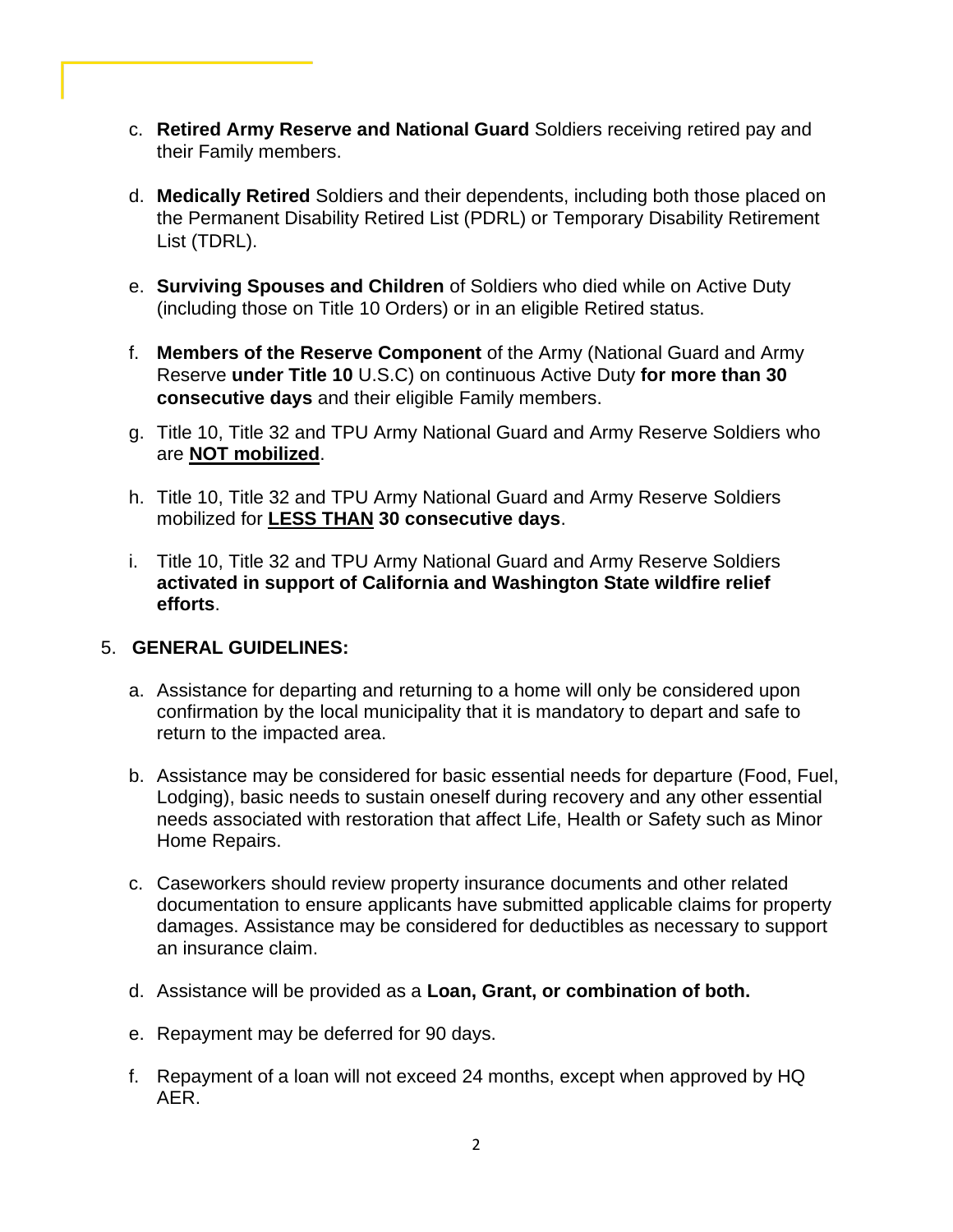c. **Retired Army Reserve and National Guard** Soldiers receiving retired pay and their Family members.

d. **Medically Retired** Soldiers and their dependents, including both those placed on the Permanent Disability Retired List (PDRL) or Temporary Disability Retirement List (TDRL).

e. **Surviving Spouses and Children** of Soldiers who died while on Active Duty (including those on Title 10 Orders) or in an eligible Retired status.

f. **Members of the Reserve Component** of the Army (National Guard and Army Reserve **under Title 10** U.S.C) on continuous Active Duty **for more than 30 consecutive days** and their eligible Family members.

g. Title 10, Title 32 and TPU Army National Guard and Army Reserve Soldiers who are <u>**NOT mobilized**</u>.

h. Title 10, Title 32 and TPU Army National Guard and Army Reserve Soldiers mobilized for <u>**LESS THAN**</u> **30 consecutive days**.

i. Title 10, Title 32 and TPU Army National Guard and Army Reserve Soldiers **activated in support of California and Washington State wildfire relief efforts**.

5. **GENERAL GUIDELINES:**

a. Assistance for departing and returning to a home will only be considered upon confirmation by the local municipality that it is mandatory to depart and safe to return to the impacted area.

b. Assistance may be considered for basic essential needs for departure (Food, Fuel, Lodging), basic needs to sustain oneself during recovery and any other essential needs associated with restoration that affect Life, Health or Safety such as Minor Home Repairs.

c. Caseworkers should review property insurance documents and other related documentation to ensure applicants have submitted applicable claims for property damages. Assistance may be considered for deductibles as necessary to support an insurance claim.

d. Assistance will be provided as a **Loan, Grant, or combination of both.**

e. Repayment may be deferred for 90 days.

f. Repayment of a loan will not exceed 24 months, except when approved by HQ AER.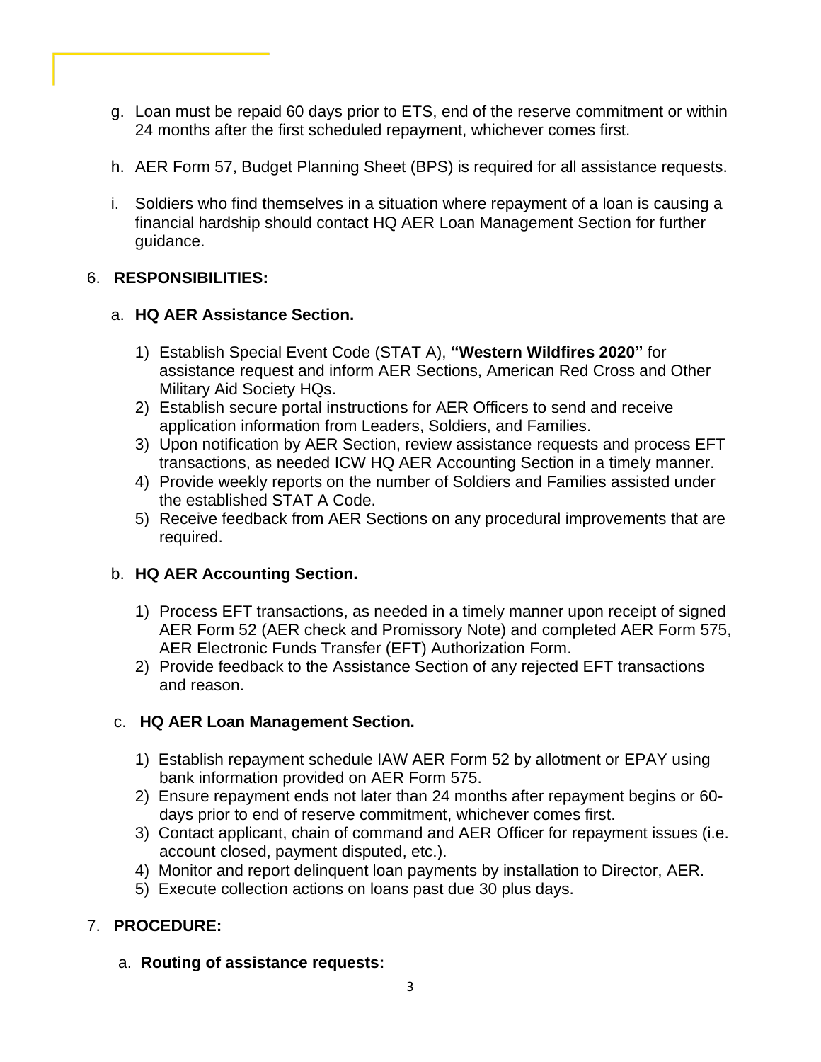g. Loan must be repaid 60 days prior to ETS, end of the reserve commitment or within 24 months after the first scheduled repayment, whichever comes first.

h. AER Form 57, Budget Planning Sheet (BPS) is required for all assistance requests.

i. Soldiers who find themselves in a situation where repayment of a loan is causing a financial hardship should contact HQ AER Loan Management Section for further guidance.

6. **RESPONSIBILITIES:**

a. **HQ AER Assistance Section.**

1) Establish Special Event Code (STAT A), **"Western Wildfires 2020"** for assistance request and inform AER Sections, American Red Cross and Other Military Aid Society HQs.
2) Establish secure portal instructions for AER Officers to send and receive application information from Leaders, Soldiers, and Families.
3) Upon notification by AER Section, review assistance requests and process EFT transactions, as needed ICW HQ AER Accounting Section in a timely manner.
4) Provide weekly reports on the number of Soldiers and Families assisted under the established STAT A Code.
5) Receive feedback from AER Sections on any procedural improvements that are required.

b. **HQ AER Accounting Section.**

1) Process EFT transactions, as needed in a timely manner upon receipt of signed AER Form 52 (AER check and Promissory Note) and completed AER Form 575, AER Electronic Funds Transfer (EFT) Authorization Form.
2) Provide feedback to the Assistance Section of any rejected EFT transactions and reason.

c. **HQ AER Loan Management Section.**

1) Establish repayment schedule IAW AER Form 52 by allotment or EPAY using bank information provided on AER Form 575.
2) Ensure repayment ends not later than 24 months after repayment begins or 60-days prior to end of reserve commitment, whichever comes first.
3) Contact applicant, chain of command and AER Officer for repayment issues (i.e. account closed, payment disputed, etc.).
4) Monitor and report delinquent loan payments by installation to Director, AER.
5) Execute collection actions on loans past due 30 plus days.

7. **PROCEDURE:**

a. **Routing of assistance requests:**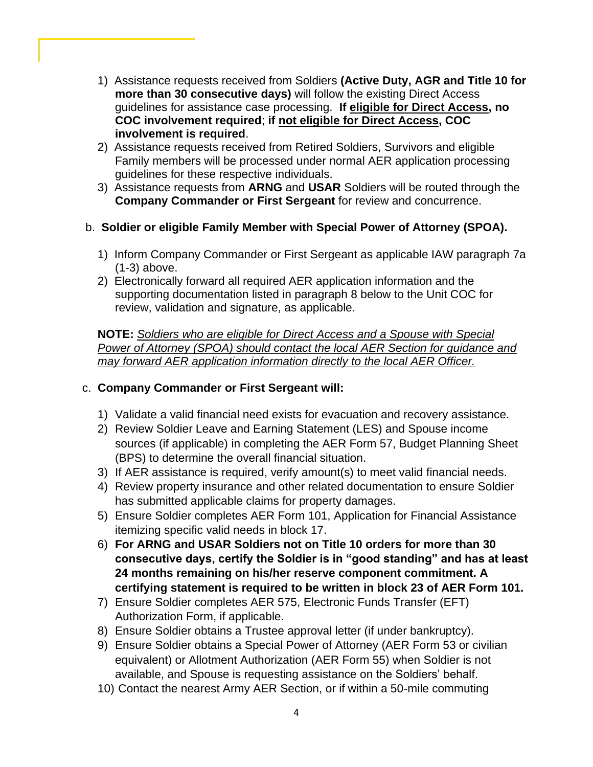1) Assistance requests received from Soldiers **(Active Duty, AGR and Title 10 for more than 30 consecutive days)** will follow the existing Direct Access guidelines for assistance case processing. **If <u>eligible for Direct Access</u>, no COC involvement required**; **if <u>not eligible for Direct Access</u>, COC involvement is required**.
2) Assistance requests received from Retired Soldiers, Survivors and eligible Family members will be processed under normal AER application processing guidelines for these respective individuals.
3) Assistance requests from **ARNG** and **USAR** Soldiers will be routed through the **Company Commander or First Sergeant** for review and concurrence.

b. **Soldier or eligible Family Member with Special Power of Attorney (SPOA).**

1) Inform Company Commander or First Sergeant as applicable IAW paragraph 7a (1-3) above.
2) Electronically forward all required AER application information and the supporting documentation listed in paragraph 8 below to the Unit COC for review, validation and signature, as applicable.

**NOTE:** *<u>Soldiers who are eligible for Direct Access and a Spouse with Special Power of Attorney (SPOA) should contact the local AER Section for guidance and may forward AER application information directly to the local AER Officer.</u>*

c. **Company Commander or First Sergeant will:**

1) Validate a valid financial need exists for evacuation and recovery assistance.
2) Review Soldier Leave and Earning Statement (LES) and Spouse income sources (if applicable) in completing the AER Form 57, Budget Planning Sheet (BPS) to determine the overall financial situation.
3) If AER assistance is required, verify amount(s) to meet valid financial needs.
4) Review property insurance and other related documentation to ensure Soldier has submitted applicable claims for property damages.
5) Ensure Soldier completes AER Form 101, Application for Financial Assistance itemizing specific valid needs in block 17.
6) **For ARNG and USAR Soldiers not on Title 10 orders for more than 30 consecutive days, certify the Soldier is in "good standing" and has at least 24 months remaining on his/her reserve component commitment. A certifying statement is required to be written in block 23 of AER Form 101.**
7) Ensure Soldier completes AER 575, Electronic Funds Transfer (EFT) Authorization Form, if applicable.
8) Ensure Soldier obtains a Trustee approval letter (if under bankruptcy).
9) Ensure Soldier obtains a Special Power of Attorney (AER Form 53 or civilian equivalent) or Allotment Authorization (AER Form 55) when Soldier is not available, and Spouse is requesting assistance on the Soldiers' behalf.
10) Contact the nearest Army AER Section, or if within a 50-mile commuting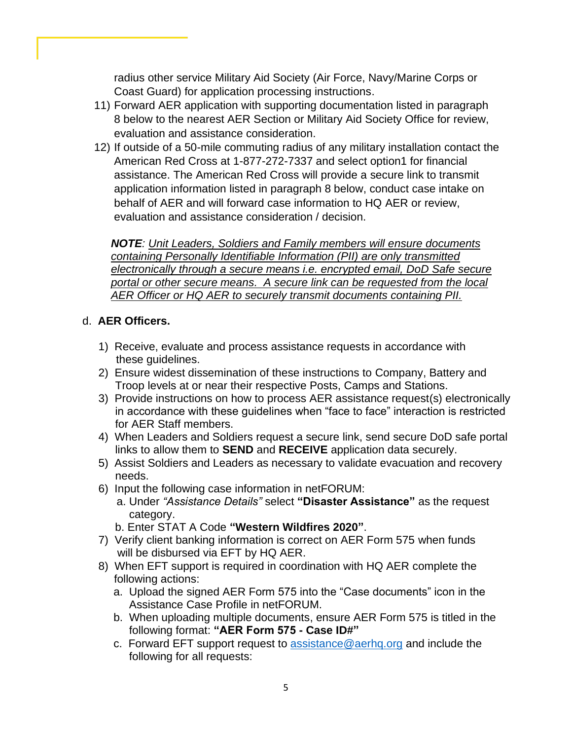radius other service Military Aid Society (Air Force, Navy/Marine Corps or Coast Guard) for application processing instructions.

11) Forward AER application with supporting documentation listed in paragraph 8 below to the nearest AER Section or Military Aid Society Office for review, evaluation and assistance consideration.
12) If outside of a 50-mile commuting radius of any military installation contact the American Red Cross at 1-877-272-7337 and select option1 for financial assistance. The American Red Cross will provide a secure link to transmit application information listed in paragraph 8 below, conduct case intake on behalf of AER and will forward case information to HQ AER or review, evaluation and assistance consideration / decision.

***NOTE**: <u>Unit Leaders, Soldiers and Family members will ensure documents containing Personally Identifiable Information (PII) are only transmitted electronically through a secure means i.e. encrypted email, DoD Safe secure portal or other secure means. A secure link can be requested from the local AER Officer or HQ AER to securely transmit documents containing PII.</u>*

d. **AER Officers.**

1) Receive, evaluate and process assistance requests in accordance with these guidelines.
2) Ensure widest dissemination of these instructions to Company, Battery and Troop levels at or near their respective Posts, Camps and Stations.
3) Provide instructions on how to process AER assistance request(s) electronically in accordance with these guidelines when "face to face" interaction is restricted for AER Staff members.
4) When Leaders and Soldiers request a secure link, send secure DoD safe portal links to allow them to **SEND** and **RECEIVE** application data securely.
5) Assist Soldiers and Leaders as necessary to validate evacuation and recovery needs.
6) Input the following case information in netFORUM:
   a. Under *"Assistance Details"* select **"Disaster Assistance"** as the request category.
   b. Enter STAT A Code **"Western Wildfires 2020"**.
7) Verify client banking information is correct on AER Form 575 when funds will be disbursed via EFT by HQ AER.
8) When EFT support is required in coordination with HQ AER complete the following actions:
   a. Upload the signed AER Form 575 into the "Case documents" icon in the Assistance Case Profile in netFORUM.
   b. When uploading multiple documents, ensure AER Form 575 is titled in the following format: **"AER Form 575 - Case ID#"**
   c. Forward EFT support request to assistance@aerhq.org and include the following for all requests: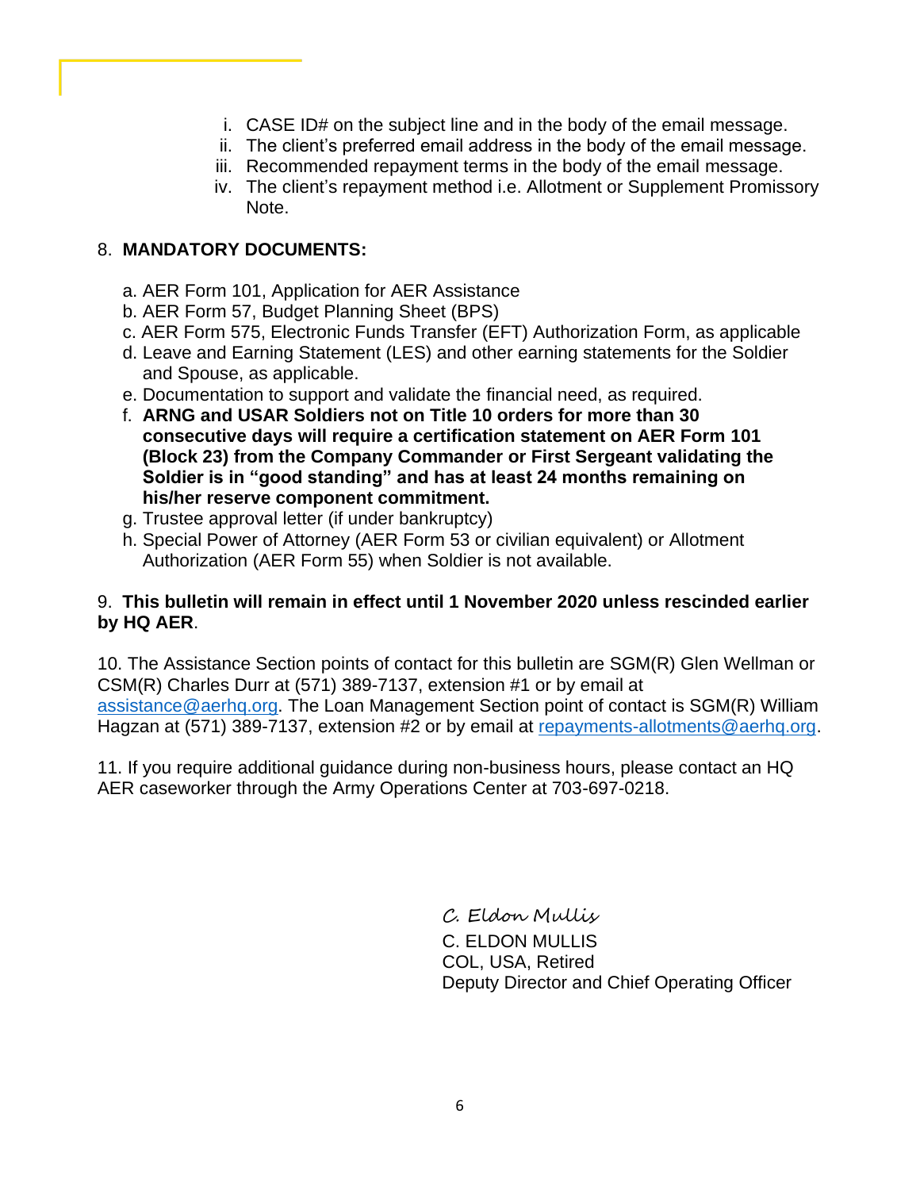i. CASE ID# on the subject line and in the body of the email message.
ii. The client's preferred email address in the body of the email message.
iii. Recommended repayment terms in the body of the email message.
iv. The client's repayment method i.e. Allotment or Supplement Promissory Note.

8. **MANDATORY DOCUMENTS:**

a. AER Form 101, Application for AER Assistance
b. AER Form 57, Budget Planning Sheet (BPS)
c. AER Form 575, Electronic Funds Transfer (EFT) Authorization Form, as applicable
d. Leave and Earning Statement (LES) and other earning statements for the Soldier and Spouse, as applicable.
e. Documentation to support and validate the financial need, as required.
f. **ARNG and USAR Soldiers not on Title 10 orders for more than 30 consecutive days will require a certification statement on AER Form 101 (Block 23) from the Company Commander or First Sergeant validating the Soldier is in "good standing" and has at least 24 months remaining on his/her reserve component commitment.**
g. Trustee approval letter (if under bankruptcy)
h. Special Power of Attorney (AER Form 53 or civilian equivalent) or Allotment Authorization (AER Form 55) when Soldier is not available.

9. **This bulletin will remain in effect until 1 November 2020 unless rescinded earlier by HQ AER**.

10. The Assistance Section points of contact for this bulletin are SGM(R) Glen Wellman or CSM(R) Charles Durr at (571) 389-7137, extension #1 or by email at assistance@aerhq.org. The Loan Management Section point of contact is SGM(R) William Hagzan at (571) 389-7137, extension #2 or by email at repayments-allotments@aerhq.org.

11. If you require additional guidance during non-business hours, please contact an HQ AER caseworker through the Army Operations Center at 703-697-0218.

*C. Eldon Mullis*

C. ELDON MULLIS
COL, USA, Retired
Deputy Director and Chief Operating Officer